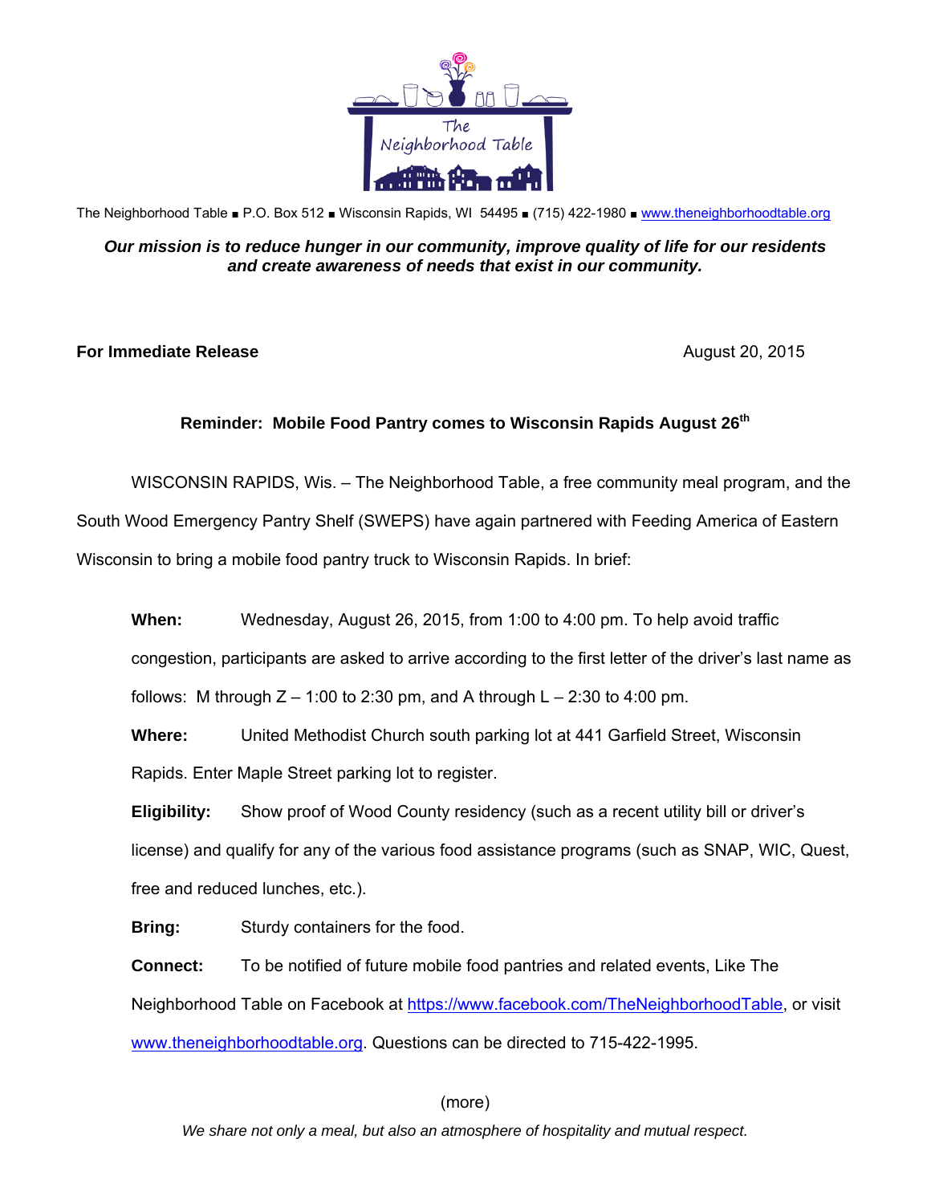The Neighborhood Table

The Neighborhood Table ■ P.O. Box 512 ■ Wisconsin Rapids, WI 54495 ■ (715) 422-1980 ■ www.theneighborhoodtable.org

***Our mission is to reduce hunger in our community, improve quality of life for our residents and create awareness of needs that exist in our community.***

**For Immediate Release** August 20, 2015

### Reminder: Mobile Food Pantry comes to Wisconsin Rapids August 26th

WISCONSIN RAPIDS, Wis. – The Neighborhood Table, a free community meal program, and the South Wood Emergency Pantry Shelf (SWEPS) have again partnered with Feeding America of Eastern Wisconsin to bring a mobile food pantry truck to Wisconsin Rapids. In brief:

**When:** Wednesday, August 26, 2015, from 1:00 to 4:00 pm. To help avoid traffic congestion, participants are asked to arrive according to the first letter of the driver's last name as follows: M through Z – 1:00 to 2:30 pm, and A through L – 2:30 to 4:00 pm.

**Where:** United Methodist Church south parking lot at 441 Garfield Street, Wisconsin Rapids. Enter Maple Street parking lot to register.

**Eligibility:** Show proof of Wood County residency (such as a recent utility bill or driver's license) and qualify for any of the various food assistance programs (such as SNAP, WIC, Quest, free and reduced lunches, etc.).

**Bring:** Sturdy containers for the food.

**Connect:** To be notified of future mobile food pantries and related events, Like The Neighborhood Table on Facebook at https://www.facebook.com/TheNeighborhoodTable, or visit www.theneighborhoodtable.org. Questions can be directed to 715-422-1995.

(more)

*We share not only a meal, but also an atmosphere of hospitality and mutual respect.*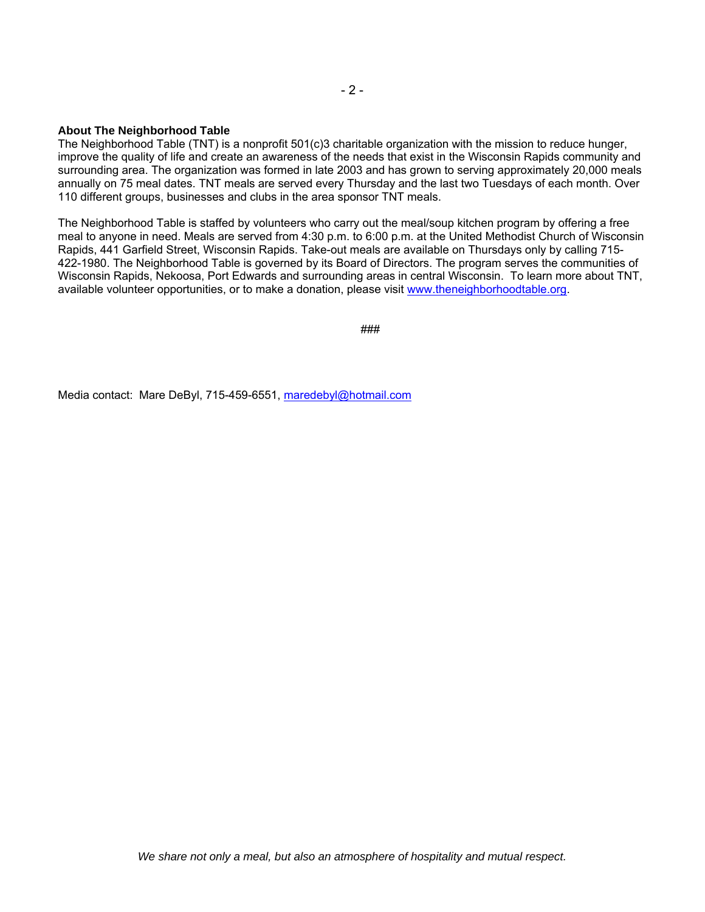**About The Neighborhood Table**

The Neighborhood Table (TNT) is a nonprofit 501(c)3 charitable organization with the mission to reduce hunger, improve the quality of life and create an awareness of the needs that exist in the Wisconsin Rapids community and surrounding area. The organization was formed in late 2003 and has grown to serving approximately 20,000 meals annually on 75 meal dates. TNT meals are served every Thursday and the last two Tuesdays of each month. Over 110 different groups, businesses and clubs in the area sponsor TNT meals.

The Neighborhood Table is staffed by volunteers who carry out the meal/soup kitchen program by offering a free meal to anyone in need. Meals are served from 4:30 p.m. to 6:00 p.m. at the United Methodist Church of Wisconsin Rapids, 441 Garfield Street, Wisconsin Rapids. Take-out meals are available on Thursdays only by calling 715-422-1980. The Neighborhood Table is governed by its Board of Directors. The program serves the communities of Wisconsin Rapids, Nekoosa, Port Edwards and surrounding areas in central Wisconsin. To learn more about TNT, available volunteer opportunities, or to make a donation, please visit www.theneighborhoodtable.org.

###

Media contact: Mare DeByl, 715-459-6551, maredebyl@hotmail.com

*We share not only a meal, but also an atmosphere of hospitality and mutual respect.*